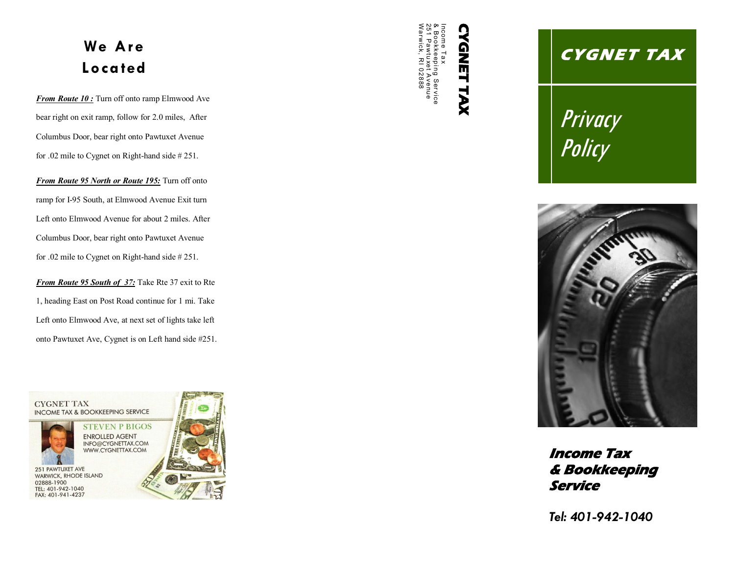## We Are Located

***From Route 10 :*** Turn off onto ramp Elmwood Ave bear right on exit ramp, follow for 2.0 miles, After Columbus Door, bear right onto Pawtuxet Avenue for .02 mile to Cygnet on Right-hand side # 251.

***From Route 95 North or Route 195:*** Turn off onto ramp for I-95 South, at Elmwood Avenue Exit turn Left onto Elmwood Avenue for about 2 miles. After Columbus Door, bear right onto Pawtuxet Avenue for .02 mile to Cygnet on Right-hand side # 251.

***From Route 95 South of 37:*** Take Rte 37 exit to Rte 1, heading East on Post Road continue for 1 mi. Take Left onto Elmwood Ave, at next set of lights take left onto Pawtuxet Ave, Cygnet is on Left hand side #251.

CYGNET TAX
INCOME TAX & BOOKKEEPING SERVICE
STEVEN P BIGOS
ENROLLED AGENT
INFO@CYGNETTAX.COM
WWW.CYGNETTAX.COM
251 PAWTUXET AVE
WARWICK, RHODE ISLAND
02888-1900
TEL: 401-942-1040
FAX: 401-941-4237

**CYGNET TAX**
Income Tax
& Bookkeeping Service
251 Pawtuxet Avenue
Warwick, RI 02888

# CYGNET TAX

## *Privacy Policy*

***Income Tax & Bookkeeping Service***

*Tel: 401-942-1040*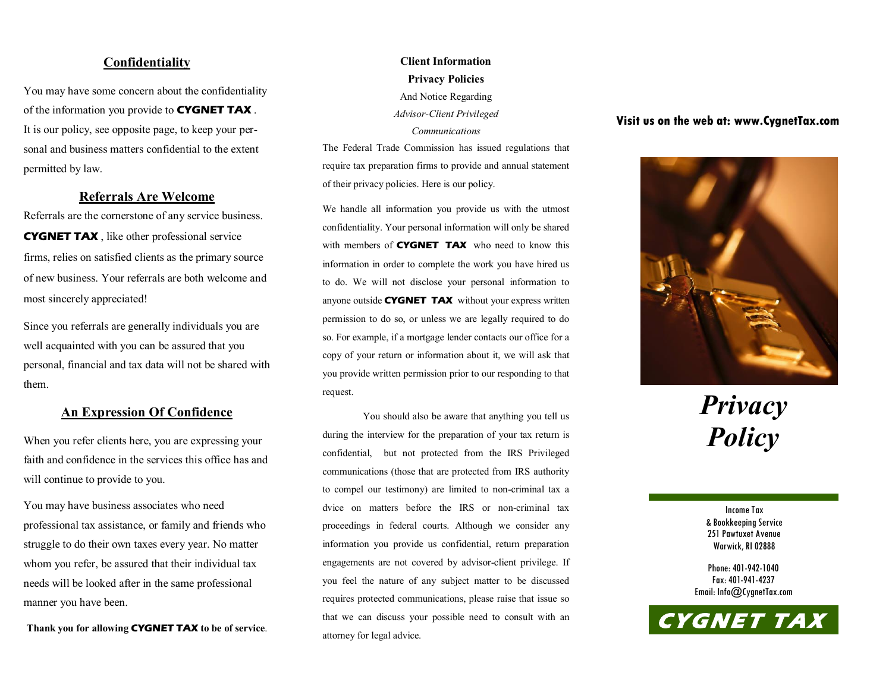## Confidentiality

You may have some concern about the confidentiality of the information you provide to **CYGNET TAX** . It is our policy, see opposite page, to keep your personal and business matters confidential to the extent permitted by law.

## Referrals Are Welcome

Referrals are the cornerstone of any service business. **CYGNET TAX** , like other professional service firms, relies on satisfied clients as the primary source of new business. Your referrals are both welcome and most sincerely appreciated!

Since you referrals are generally individuals you are well acquainted with you can be assured that you personal, financial and tax data will not be shared with them.

## An Expression Of Confidence

When you refer clients here, you are expressing your faith and confidence in the services this office has and will continue to provide to you.

You may have business associates who need professional tax assistance, or family and friends who struggle to do their own taxes every year. No matter whom you refer, be assured that their individual tax needs will be looked after in the same professional manner you have been.

**Thank you for allowing CYGNET TAX to be of service**.

**Client Information**
**Privacy Policies**
And Notice Regarding
*Advisor-Client Privileged*
*Communications*

The Federal Trade Commission has issued regulations that require tax preparation firms to provide and annual statement of their privacy policies. Here is our policy.

We handle all information you provide us with the utmost confidentiality. Your personal information will only be shared with members of **CYGNET TAX** who need to know this information in order to complete the work you have hired us to do. We will not disclose your personal information to anyone outside **CYGNET TAX** without your express written permission to do so, or unless we are legally required to do so. For example, if a mortgage lender contacts our office for a copy of your return or information about it, we will ask that you provide written permission prior to our responding to that request.

You should also be aware that anything you tell us during the interview for the preparation of your tax return is confidential, but not protected from the IRS Privileged communications (those that are protected from IRS authority to compel our testimony) are limited to non-criminal tax a dvice on matters before the IRS or non-criminal tax proceedings in federal courts. Although we consider any information you provide us confidential, return preparation engagements are not covered by advisor-client privilege. If you feel the nature of any subject matter to be discussed requires protected communications, please raise that issue so that we can discuss your possible need to consult with an attorney for legal advice.

**Visit us on the web at: www.CygnetTax.com**

# *Privacy Policy*

Income Tax
& Bookkeeping Service
251 Pawtuxet Avenue
Warwick, RI 02888

Phone: 401-942-1040
Fax: 401-941-4237
Email: Info@CygnetTax.com

**CYGNET TAX**